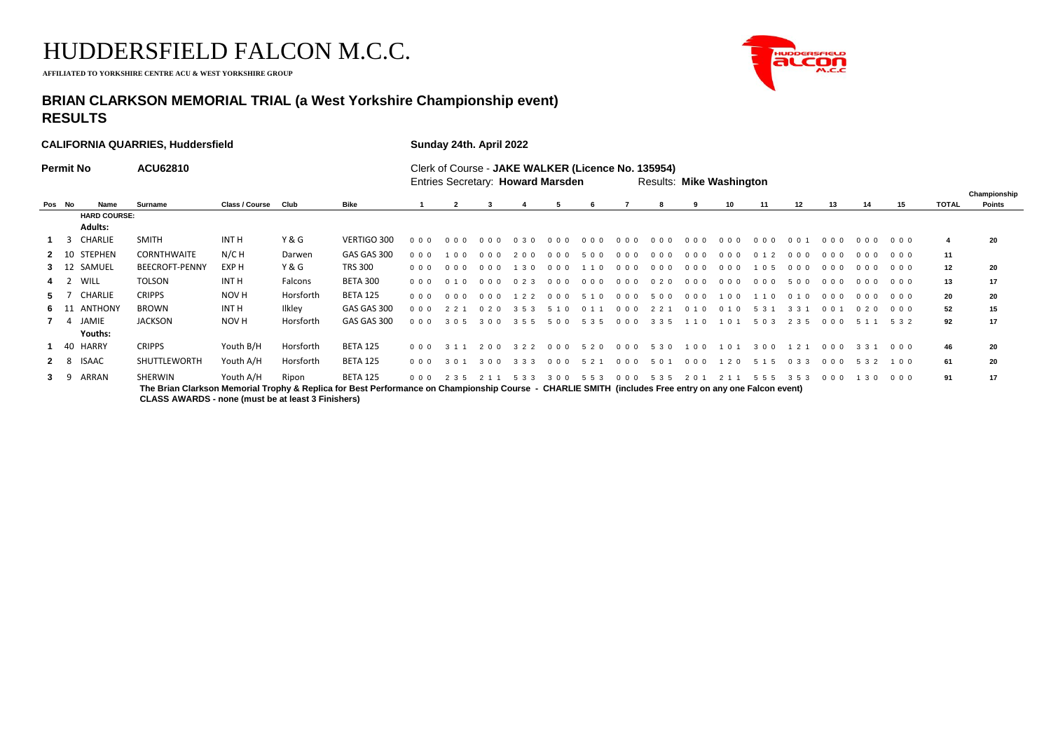# HUDDERSFIELD FALCON M.C.C.

**AFFILIATED TO YORKSHIRE CENTRE ACU & WEST YORKSHIRE GROUP**

## BRIAN CLARKSON MEMORIAL TRIAL (a West Yorkshire Championship event)
## RESULTS

**CALIFORNIA QUARRIES, Huddersfield** | **Sunday 24th. April 2022**

**Permit No** **ACU62810**

Clerk of Course - **JAKE WALKER (Licence No. 135954)**

Entries Secretary: **Howard Marsden** | Results: **Mike Washington**

| Pos | No | Name | Surname | Class / Course | Club | Bike | 1 | 2 | 3 | 4 | 5 | 6 | 7 | 8 | 9 | 10 | 11 | 12 | 13 | 14 | 15 | TOTAL | Championship Points |
|---|---|---|---|---|---|---|---|---|---|---|---|---|---|---|---|---|---|---|---|---|---|---|---|
| | | **HARD COURSE:** | | | | | | | | | | | | | | | | | | | | | |
| | | **Adults:** | | | | | | | | | | | | | | | | | | | | | |
| 1 | 3 | CHARLIE | SMITH | INT H | Y & G | VERTIGO 300 | 0 0 0 | 0 0 0 | 0 0 0 | 0 3 0 | 0 0 0 | 0 0 0 | 0 0 0 | 0 0 0 | 0 0 0 | 0 0 0 | 0 0 0 | 0 0 1 | 0 0 0 | 0 0 0 | 0 0 0 | 4 | 20 |
| 2 | 10 | STEPHEN | CORNTHWAITE | N/C H | Darwen | GAS GAS 300 | 0 0 0 | 1 0 0 | 0 0 0 | 2 0 0 | 0 0 0 | 5 0 0 | 0 0 0 | 0 0 0 | 0 0 0 | 0 0 0 | 0 1 2 | 0 0 0 | 0 0 0 | 0 0 0 | 0 0 0 | 11 | |
| 3 | 12 | SAMUEL | BEECROFT-PENNY | EXP H | Y & G | TRS 300 | 0 0 0 | 0 0 0 | 0 0 0 | 1 3 0 | 0 0 0 | 1 1 0 | 0 0 0 | 0 0 0 | 0 0 0 | 0 0 0 | 1 0 5 | 0 0 0 | 0 0 0 | 0 0 0 | 0 0 0 | 12 | 20 |
| 4 | 2 | WILL | TOLSON | INT H | Falcons | BETA 300 | 0 0 0 | 0 1 0 | 0 0 0 | 0 2 3 | 0 0 0 | 0 0 0 | 0 0 0 | 0 2 0 | 0 0 0 | 0 0 0 | 0 0 0 | 5 0 0 | 0 0 0 | 0 0 0 | 0 0 0 | 13 | 17 |
| 5 | 7 | CHARLIE | CRIPPS | NOV H | Horsforth | BETA 125 | 0 0 0 | 0 0 0 | 0 0 0 | 1 2 2 | 0 0 0 | 5 1 0 | 0 0 0 | 5 0 0 | 0 0 0 | 1 0 0 | 1 1 0 | 0 1 0 | 0 0 0 | 0 0 0 | 0 0 0 | 20 | 20 |
| 6 | 11 | ANTHONY | BROWN | INT H | Ilkley | GAS GAS 300 | 0 0 0 | 2 2 1 | 0 2 0 | 3 5 3 | 5 1 0 | 0 1 1 | 0 0 0 | 2 2 1 | 0 1 0 | 0 1 0 | 5 3 1 | 3 3 1 | 0 0 1 | 0 2 0 | 0 0 0 | 52 | 15 |
| 7 | 4 | JAMIE | JACKSON | NOV H | Horsforth | GAS GAS 300 | 0 0 0 | 3 0 5 | 3 0 0 | 3 5 5 | 5 0 0 | 5 3 5 | 0 0 0 | 3 3 5 | 1 1 0 | 1 0 1 | 5 0 3 | 2 3 5 | 0 0 0 | 5 1 1 | 5 3 2 | 92 | 17 |
| | | **Youths:** | | | | | | | | | | | | | | | | | | | | | |
| 1 | 40 | HARRY | CRIPPS | Youth B/H | Horsforth | BETA 125 | 0 0 0 | 3 1 1 | 2 0 0 | 3 2 2 | 0 0 0 | 5 2 0 | 0 0 0 | 5 3 0 | 1 0 0 | 1 0 1 | 3 0 0 | 1 2 1 | 0 0 0 | 3 3 1 | 0 0 0 | 46 | 20 |
| 2 | 8 | ISAAC | SHUTTLEWORTH | Youth A/H | Horsforth | BETA 125 | 0 0 0 | 3 0 1 | 3 0 0 | 3 3 3 | 0 0 0 | 5 2 1 | 0 0 0 | 5 0 1 | 0 0 0 | 1 2 0 | 5 1 5 | 0 3 3 | 0 0 0 | 5 3 2 | 1 0 0 | 61 | 20 |
| 3 | 9 | ARRAN | SHERWIN | Youth A/H | Ripon | BETA 125 | 0 0 0 | 2 3 5 | 2 1 1 | 5 3 3 | 3 0 0 | 5 5 3 | 0 0 0 | 5 3 5 | 2 0 1 | 2 1 1 | 5 5 5 | 3 5 3 | 0 0 0 | 1 3 0 | 0 0 0 | 91 | 17 |

**The Brian Clarkson Memorial Trophy & Replica for Best Performance on Championship Course - CHARLIE SMITH (includes Free entry on any one Falcon event)**

**CLASS AWARDS - none (must be at least 3 Finishers)**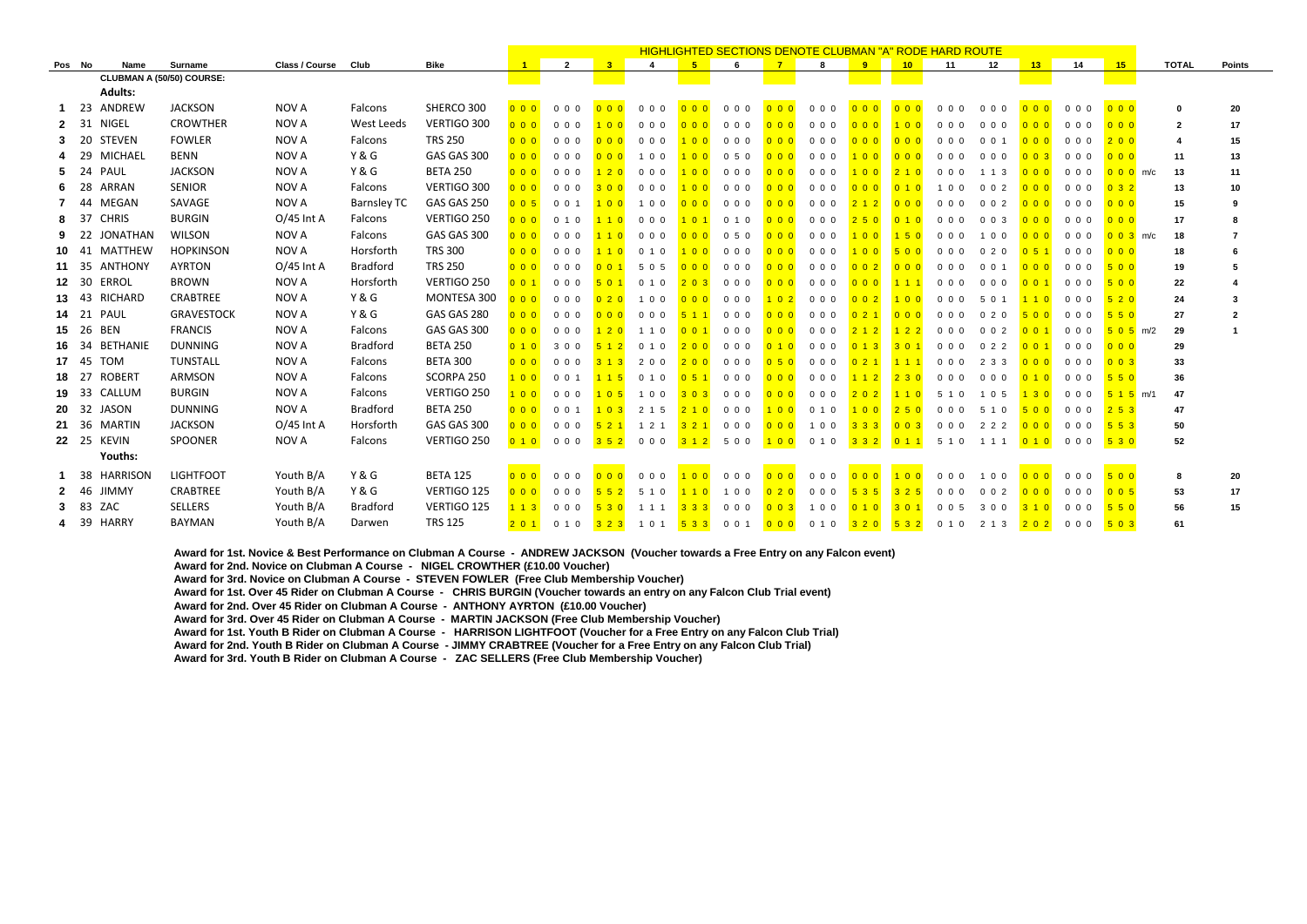| Pos | No | Name | Surname | Class / Course | Club | Bike | 1 | 2 | 3 | 4 | 5 | 6 | 7 | 8 | 9 | 10 | 11 | 12 | 13 | 14 | 15 | | TOTAL | Points |
|---|---|---|---|---|---|---|---|---|---|---|---|---|---|---|---|---|---|---|---|---|---|---|---|---|
| | | | | | | | HIGHLIGHTED SECTIONS DENOTE CLUBMAN "A" RODE HARD ROUTE | | | | | | | | | | | | | | | | | |
| | | CLUBMAN A (50/50) COURSE: | | | | | | | | | | | | | | | | | | | | | | |
| | | Adults: | | | | | | | | | | | | | | | | | | | | | | |
| 1 | 23 | ANDREW | JACKSON | NOV A | Falcons | SHERCO 300 | 0 0 0 | 0 0 0 | 0 0 0 | 0 0 0 | 0 0 0 | 0 0 0 | 0 0 0 | 0 0 0 | 0 0 0 | 0 0 0 | 0 0 0 | 0 0 0 | 0 0 0 | 0 0 0 | 0 0 0 | | 0 | 20 |
| 2 | 31 | NIGEL | CROWTHER | NOV A | West Leeds | VERTIGO 300 | 0 0 0 | 0 0 0 | 1 0 0 | 0 0 0 | 0 0 0 | 0 0 0 | 0 0 0 | 0 0 0 | 0 0 0 | 1 0 0 | 0 0 0 | 0 0 0 | 0 0 0 | 0 0 0 | 0 0 0 | | 2 | 17 |
| 3 | 20 | STEVEN | FOWLER | NOV A | Falcons | TRS 250 | 0 0 0 | 0 0 0 | 0 0 0 | 0 0 0 | 1 0 0 | 0 0 0 | 0 0 0 | 0 0 0 | 0 0 0 | 0 0 0 | 0 0 0 | 0 0 1 | 0 0 0 | 0 0 0 | 2 0 0 | | 4 | 15 |
| 4 | 29 | MICHAEL | BENN | NOV A | Y & G | GAS GAS 300 | 0 0 0 | 0 0 0 | 0 0 0 | 1 0 0 | 1 0 0 | 0 5 0 | 0 0 0 | 0 0 0 | 1 0 0 | 0 0 0 | 0 0 0 | 0 0 0 | 0 0 3 | 0 0 0 | 0 0 0 | | 11 | 13 |
| 5 | 24 | PAUL | JACKSON | NOV A | Y & G | BETA 250 | 0 0 0 | 0 0 0 | 1 2 0 | 0 0 0 | 1 0 0 | 0 0 0 | 0 0 0 | 0 0 0 | 1 0 0 | 2 1 0 | 0 0 0 | 1 1 3 | 0 0 0 | 0 0 0 | 0 0 0 | m/c | 13 | 11 |
| 6 | 28 | ARRAN | SENIOR | NOV A | Falcons | VERTIGO 300 | 0 0 0 | 0 0 0 | 3 0 0 | 0 0 0 | 1 0 0 | 0 0 0 | 0 0 0 | 0 0 0 | 0 0 0 | 0 1 0 | 1 0 0 | 0 0 2 | 0 0 0 | 0 0 0 | 0 3 2 | | 13 | 10 |
| 7 | 44 | MEGAN | SAVAGE | NOV A | Barnsley TC | GAS GAS 250 | 0 0 5 | 0 0 1 | 1 0 0 | 1 0 0 | 0 0 0 | 0 0 0 | 0 0 0 | 0 0 0 | 2 1 2 | 0 0 0 | 0 0 0 | 0 0 2 | 0 0 0 | 0 0 0 | 0 0 0 | | 15 | 9 |
| 8 | 37 | CHRIS | BURGIN | O/45 Int A | Falcons | VERTIGO 250 | 0 0 0 | 0 1 0 | 1 1 0 | 0 0 0 | 1 0 1 | 0 1 0 | 0 0 0 | 0 0 0 | 2 5 0 | 0 1 0 | 0 0 0 | 0 0 3 | 0 0 0 | 0 0 0 | 0 0 0 | | 17 | 8 |
| 9 | 22 | JONATHAN | WILSON | NOV A | Falcons | GAS GAS 300 | 0 0 0 | 0 0 0 | 1 1 0 | 0 0 0 | 0 0 0 | 0 5 0 | 0 0 0 | 0 0 0 | 1 0 0 | 1 5 0 | 0 0 0 | 1 0 0 | 0 0 0 | 0 0 0 | 0 0 3 | m/c | 18 | 7 |
| 10 | 41 | MATTHEW | HOPKINSON | NOV A | Horsforth | TRS 300 | 0 0 0 | 0 0 0 | 1 1 0 | 0 1 0 | 1 0 0 | 0 0 0 | 0 0 0 | 0 0 0 | 1 0 0 | 5 0 0 | 0 0 0 | 0 2 0 | 0 5 1 | 0 0 0 | 0 0 0 | | 18 | 6 |
| 11 | 35 | ANTHONY | AYRTON | O/45 Int A | Bradford | TRS 250 | 0 0 0 | 0 0 0 | 0 0 1 | 5 0 5 | 0 0 0 | 0 0 0 | 0 0 0 | 0 0 0 | 0 0 2 | 0 0 0 | 0 0 0 | 0 0 1 | 0 0 0 | 0 0 0 | 5 0 0 | | 19 | 5 |
| 12 | 30 | ERROL | BROWN | NOV A | Horsforth | VERTIGO 250 | 0 0 1 | 0 0 0 | 5 0 1 | 0 1 0 | 2 0 3 | 0 0 0 | 0 0 0 | 0 0 0 | 0 0 0 | 1 1 1 | 0 0 0 | 0 0 0 | 0 0 1 | 0 0 0 | 5 0 0 | | 22 | 4 |
| 13 | 43 | RICHARD | CRABTREE | NOV A | Y & G | MONTESA 300 | 0 0 0 | 0 0 0 | 0 2 0 | 1 0 0 | 0 0 0 | 0 0 0 | 1 0 2 | 0 0 0 | 0 0 2 | 1 0 0 | 0 0 0 | 5 0 1 | 1 1 0 | 0 0 0 | 5 2 0 | | 24 | 3 |
| 14 | 21 | PAUL | GRAVESTOCK | NOV A | Y & G | GAS GAS 280 | 0 0 0 | 0 0 0 | 0 0 0 | 0 0 0 | 5 1 1 | 0 0 0 | 0 0 0 | 0 0 0 | 0 2 1 | 0 0 0 | 0 0 0 | 0 2 0 | 5 0 0 | 0 0 0 | 5 5 0 | | 27 | 2 |
| 15 | 26 | BEN | FRANCIS | NOV A | Falcons | GAS GAS 300 | 0 0 0 | 0 0 0 | 1 2 0 | 1 1 0 | 0 0 1 | 0 0 0 | 0 0 0 | 0 0 0 | 2 1 2 | 1 2 2 | 0 0 0 | 0 0 2 | 0 0 1 | 0 0 0 | 5 0 5 | m/2 | 29 | 1 |
| 16 | 34 | BETHANIE | DUNNING | NOV A | Bradford | BETA 250 | 0 1 0 | 3 0 0 | 5 1 2 | 0 1 0 | 2 0 0 | 0 0 0 | 0 1 0 | 0 0 0 | 0 1 3 | 3 0 1 | 0 0 0 | 0 2 2 | 0 0 1 | 0 0 0 | 0 0 0 | | 29 | |
| 17 | 45 | TOM | TUNSTALL | NOV A | Falcons | BETA 300 | 0 0 0 | 0 0 0 | 3 1 3 | 2 0 0 | 2 0 0 | 0 0 0 | 0 5 0 | 0 0 0 | 0 2 1 | 1 1 1 | 0 0 0 | 2 3 3 | 0 0 0 | 0 0 0 | 0 0 3 | | 33 | |
| 18 | 27 | ROBERT | ARMSON | NOV A | Falcons | SCORPA 250 | 1 0 0 | 0 0 1 | 1 1 5 | 0 1 0 | 0 5 1 | 0 0 0 | 0 0 0 | 0 0 0 | 1 1 2 | 2 3 0 | 0 0 0 | 0 0 0 | 0 1 0 | 0 0 0 | 5 5 0 | | 36 | |
| 19 | 33 | CALLUM | BURGIN | NOV A | Falcons | VERTIGO 250 | 1 0 0 | 0 0 0 | 1 0 5 | 1 0 0 | 3 0 3 | 0 0 0 | 0 0 0 | 0 0 0 | 2 0 2 | 1 1 0 | 5 1 0 | 1 0 5 | 1 3 0 | 0 0 0 | 5 1 5 | m/1 | 47 | |
| 20 | 32 | JASON | DUNNING | NOV A | Bradford | BETA 250 | 0 0 0 | 0 0 1 | 1 0 3 | 2 1 5 | 2 1 0 | 0 0 0 | 1 0 0 | 0 1 0 | 1 0 0 | 2 5 0 | 0 0 0 | 5 1 0 | 5 0 0 | 0 0 0 | 2 5 3 | | 47 | |
| 21 | 36 | MARTIN | JACKSON | O/45 Int A | Horsforth | GAS GAS 300 | 0 0 0 | 0 0 0 | 5 2 1 | 1 2 1 | 3 2 1 | 0 0 0 | 0 0 0 | 1 0 0 | 3 3 3 | 0 0 3 | 0 0 0 | 2 2 2 | 0 0 0 | 0 0 0 | 5 5 3 | | 50 | |
| 22 | 25 | KEVIN | SPOONER | NOV A | Falcons | VERTIGO 250 | 0 1 0 | 0 0 0 | 3 5 2 | 0 0 0 | 3 1 2 | 5 0 0 | 1 0 0 | 0 1 0 | 3 3 2 | 0 1 1 | 5 1 0 | 1 1 1 | 0 1 0 | 0 0 0 | 5 3 0 | | 52 | |
| | | Youths: | | | | | | | | | | | | | | | | | | | | | | |
| 1 | 38 | HARRISON | LIGHTFOOT | Youth B/A | Y & G | BETA 125 | 0 0 0 | 0 0 0 | 0 0 0 | 0 0 0 | 1 0 0 | 0 0 0 | 0 0 0 | 0 0 0 | 0 0 0 | 1 0 0 | 0 0 0 | 1 0 0 | 0 0 0 | 0 0 0 | 5 0 0 | | 8 | 20 |
| 2 | 46 | JIMMY | CRABTREE | Youth B/A | Y & G | VERTIGO 125 | 0 0 0 | 0 0 0 | 5 5 2 | 5 1 0 | 1 1 0 | 1 0 0 | 0 2 0 | 0 0 0 | 5 3 5 | 3 2 5 | 0 0 0 | 0 0 2 | 0 0 0 | 0 0 0 | 0 0 5 | | 53 | 17 |
| 3 | 83 | ZAC | SELLERS | Youth B/A | Bradford | VERTIGO 125 | 1 1 3 | 0 0 0 | 5 3 0 | 1 1 1 | 3 3 3 | 0 0 0 | 0 0 3 | 1 0 0 | 0 1 0 | 3 0 1 | 0 0 5 | 3 0 0 | 3 1 0 | 0 0 0 | 5 5 0 | | 56 | 15 |
| 4 | 39 | HARRY | BAYMAN | Youth B/A | Darwen | TRS 125 | 2 0 1 | 0 1 0 | 3 2 3 | 1 0 1 | 5 3 3 | 0 0 1 | 0 0 0 | 0 1 0 | 3 2 0 | 5 3 2 | 0 1 0 | 2 1 3 | 2 0 2 | 0 0 0 | 5 0 3 | | 61 | |

**Award for 1st. Novice & Best Performance on Clubman A Course - ANDREW JACKSON (Voucher towards a Free Entry on any Falcon event)**
**Award for 2nd. Novice on Clubman A Course - NIGEL CROWTHER (£10.00 Voucher)**
**Award for 3rd. Novice on Clubman A Course - STEVEN FOWLER (Free Club Membership Voucher)**
**Award for 1st. Over 45 Rider on Clubman A Course - CHRIS BURGIN (Voucher towards an entry on any Falcon Club Trial event)**
**Award for 2nd. Over 45 Rider on Clubman A Course - ANTHONY AYRTON (£10.00 Voucher)**
**Award for 3rd. Over 45 Rider on Clubman A Course - MARTIN JACKSON (Free Club Membership Voucher)**
**Award for 1st. Youth B Rider on Clubman A Course - HARRISON LIGHTFOOT (Voucher for a Free Entry on any Falcon Club Trial)**
**Award for 2nd. Youth B Rider on Clubman A Course - JIMMY CRABTREE (Voucher for a Free Entry on any Falcon Club Trial)**
**Award for 3rd. Youth B Rider on Clubman A Course - ZAC SELLERS (Free Club Membership Voucher)**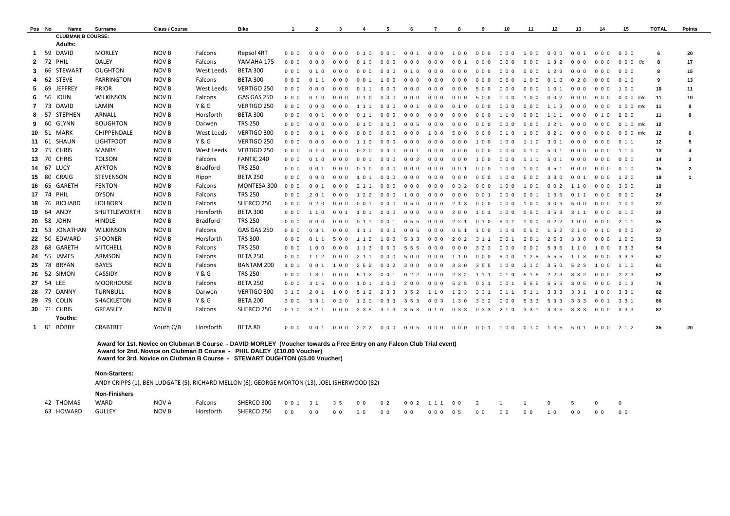| Pos | No | Name | Surname | Class / Course | | Bike | 1 | 2 | 3 | 4 | 5 | 6 | 7 | 8 | 9 | 10 | 11 | 12 | 13 | 14 | 15 | | TOTAL | Points |
|---|---|---|---|---|---|---|---|---|---|---|---|---|---|---|---|---|---|---|---|---|---|---|---|---|
| | | **CLUBMAN B COURSE:** | | | | | | | | | | | | | | | | | | | | | | |
| | | **Adults:** | | | | | | | | | | | | | | | | | | | | | | |
| 1 | 59 | DAVID | MORLEY | NOV B | Falcons | Repsol 4RT | 0 0 0 | 0 0 0 | 0 0 0 | 0 1 0 | 0 0 1 | 0 0 1 | 0 0 0 | 1 0 0 | 0 0 0 | 0 0 0 | 1 0 0 | 0 0 0 | 0 0 1 | 0 0 0 | 0 0 0 | | 6 | 20 |
| 2 | 72 | PHIL | DALEY | NOV B | Falcons | YAMAHA 175 | 0 0 0 | 0 0 0 | 0 0 0 | 0 1 0 | 0 0 0 | 0 0 0 | 0 0 0 | 0 0 1 | 0 0 0 | 0 0 0 | 0 0 0 | 1 3 2 | 0 0 0 | 0 0 0 | 0 0 0 | f/c | 8 | 17 |
| 3 | 66 | STEWART | OUGHTON | NOV B | West Leeds | BETA 300 | 0 0 0 | 0 1 0 | 0 0 0 | 0 0 0 | 0 0 0 | 0 1 0 | 0 0 0 | 0 0 0 | 0 0 0 | 0 0 0 | 0 0 0 | 1 2 3 | 0 0 0 | 0 0 0 | 0 0 0 | | 8 | 15 |
| 4 | 62 | STEVE | FARRINGTON | NOV B | Falcons | BETA 300 | 0 0 0 | 0 1 1 | 0 0 0 | 0 0 1 | 1 0 0 | 0 0 0 | 0 0 0 | 0 0 0 | 0 0 0 | 0 0 0 | 1 0 0 | 0 1 0 | 0 2 0 | 0 0 0 | 0 1 0 | | 9 | 13 |
| 5 | 69 | JEFFREY | PRIOR | NOV B | West Leeds | VERTIGO 250 | 0 0 0 | 0 0 0 | 0 0 0 | 0 1 1 | 0 0 0 | 0 0 0 | 0 0 0 | 0 0 0 | 5 0 0 | 0 0 0 | 0 0 0 | 1 0 1 | 0 0 0 | 0 0 0 | 1 0 0 | | 10 | 11 |
| 6 | 56 | JOHN | WILKINSON | NOV B | Falcons | GAS GAS 250 | 0 0 0 | 0 1 0 | 0 0 0 | 0 1 0 | 0 0 0 | 0 0 0 | 0 0 0 | 0 0 0 | 5 0 0 | 1 0 0 | 1 0 0 | 0 0 2 | 0 0 0 | 0 0 0 | 0 0 0 | m/c | 11 | 10 |
| 7 | 73 | DAVID | LAMIN | NOV B | Y & G | VERTIGO 250 | 0 0 0 | 0 0 0 | 0 0 0 | 1 1 1 | 0 0 0 | 0 0 1 | 0 0 0 | 0 1 0 | 0 0 0 | 0 0 0 | 0 0 0 | 1 1 3 | 0 0 0 | 0 0 0 | 1 0 0 | m/c | 11 | 9 |
| 8 | 57 | STEPHEN | ARNALL | NOV B | Horsforth | BETA 300 | 0 0 0 | 0 0 1 | 0 0 0 | 0 1 1 | 0 0 0 | 0 0 0 | 0 0 0 | 0 0 0 | 0 0 0 | 1 1 0 | 0 0 0 | 1 1 1 | 0 0 0 | 0 1 0 | 2 0 0 | | 11 | 8 |
| 9 | 60 | GLYNN | BOUGHTON | NOV B | Darwen | TRS 250 | 0 0 0 | 0 0 0 | 0 0 0 | 0 1 0 | 0 0 0 | 0 0 5 | 0 0 0 | 0 0 0 | 0 0 0 | 0 0 0 | 0 0 0 | 2 2 1 | 0 0 0 | 0 0 0 | 0 1 0 | m/c | 12 | |
| 10 | 51 | MARK | CHIPPENDALE | NOV B | West Leeds | VERTIGO 300 | 0 0 0 | 0 0 1 | 0 0 0 | 0 0 0 | 0 0 0 | 0 0 0 | 1 0 0 | 5 0 0 | 0 0 0 | 0 1 0 | 1 0 0 | 0 2 1 | 0 0 0 | 0 0 0 | 0 0 0 | m/c | 12 | 6 |
| 11 | 61 | SHAUN | LIGHTFOOT | NOV B | Y & G | VERTIGO 250 | 0 0 0 | 0 0 0 | 0 0 0 | 1 1 0 | 0 0 0 | 0 0 0 | 0 0 0 | 0 0 0 | 1 0 0 | 1 0 0 | 1 1 0 | 3 0 1 | 0 0 0 | 0 0 0 | 0 1 1 | | 12 | 5 |
| 12 | 75 | CHRIS | MANBY | NOV B | West Leeds | VERTIGO 250 | 0 0 0 | 0 1 0 | 0 0 0 | 0 2 0 | 0 0 0 | 0 0 1 | 0 0 0 | 0 0 0 | 0 0 0 | 0 0 0 | 0 1 0 | 5 0 1 | 0 0 0 | 0 0 0 | 1 1 0 | | 13 | 4 |
| 13 | 70 | CHRIS | TOLSON | NOV B | Falcons | FANTIC 240 | 0 0 0 | 0 1 0 | 0 0 0 | 0 0 1 | 0 0 0 | 0 0 2 | 0 0 0 | 0 0 0 | 1 0 0 | 0 0 0 | 1 1 1 | 5 0 1 | 0 0 0 | 0 0 0 | 0 0 0 | | 14 | 3 |
| 14 | 67 | LUCY | AYRTON | NOV B | Bradford | TRS 250 | 0 0 0 | 0 0 1 | 0 0 0 | 0 1 0 | 0 0 0 | 0 0 0 | 0 0 0 | 0 0 1 | 0 0 0 | 1 0 0 | 1 0 0 | 3 5 1 | 0 0 0 | 0 0 0 | 0 1 0 | | 15 | 2 |
| 15 | 80 | CRAIG | STEVENSON | NOV B | Ripon | BETA 250 | 0 0 0 | 0 0 0 | 0 0 0 | 1 0 1 | 0 0 0 | 0 0 0 | 0 0 0 | 0 0 0 | 0 0 0 | 1 0 0 | 5 0 0 | 3 3 0 | 0 0 1 | 0 0 0 | 1 2 0 | | 18 | 1 |
| 16 | 65 | GARETH | FENTON | NOV B | Falcons | MONTESA 300 | 0 0 0 | 0 0 1 | 0 0 0 | 2 1 1 | 0 0 0 | 0 0 0 | 0 0 0 | 0 3 2 | 0 0 0 | 1 0 0 | 1 0 0 | 0 0 2 | 1 1 0 | 0 0 0 | 3 0 0 | | 19 | |
| 17 | 74 | PHIL | DYSON | NOV B | Falcons | TRS 250 | 0 0 0 | 2 0 1 | 0 0 0 | 1 2 2 | 0 0 0 | 1 0 0 | 0 0 0 | 0 0 0 | 0 0 1 | 0 0 0 | 0 0 1 | 1 5 5 | 0 1 1 | 0 0 0 | 0 0 0 | | 24 | |
| 18 | 76 | RICHARD | HOLBORN | NOV B | Falcons | SHERCO 250 | 0 0 0 | 0 2 0 | 0 0 0 | 0 0 1 | 0 0 0 | 0 5 0 | 0 0 0 | 2 1 3 | 0 0 0 | 0 0 0 | 1 0 0 | 3 0 3 | 5 0 0 | 0 0 0 | 1 0 0 | | 27 | |
| 19 | 64 | ANDY | SHUTTLEWORTH | NOV B | Horsforth | BETA 300 | 0 0 0 | 1 1 0 | 0 0 1 | 1 0 1 | 0 0 0 | 0 0 0 | 0 0 0 | 2 0 0 | 1 0 1 | 1 0 0 | 0 5 0 | 3 5 3 | 3 1 1 | 0 0 0 | 0 1 0 | | 32 | |
| 20 | 58 | JOHN | HINDLE | NOV B | Bradford | TRS 250 | 0 0 0 | 0 0 0 | 0 0 0 | 0 1 1 | 0 0 1 | 0 5 5 | 0 0 0 | 2 2 1 | 0 1 0 | 5 0 1 | 1 0 0 | 0 2 2 | 1 0 0 | 0 0 0 | 2 1 1 | | 35 | |
| 21 | 53 | JONATHAN | WILKINSON | NOV B | Falcons | GAS GAS 250 | 0 0 0 | 0 3 1 | 0 0 0 | 1 1 1 | 0 0 0 | 0 0 5 | 0 0 0 | 0 5 1 | 1 0 0 | 1 0 0 | 0 5 0 | 1 5 2 | 2 1 0 | 0 1 0 | 0 0 0 | | 37 | |
| 22 | 50 | EDWARD | SPOONER | NOV B | Horsforth | TRS 300 | 0 0 0 | 0 1 1 | 5 0 0 | 1 1 2 | 1 0 0 | 5 3 3 | 0 0 0 | 2 0 2 | 3 1 1 | 0 0 1 | 2 0 1 | 2 5 3 | 3 3 0 | 0 0 0 | 1 0 0 | | 53 | |
| 23 | 68 | GARETH | MITCHELL | NOV B | Falcons | TRS 250 | 0 0 0 | 1 0 0 | 0 0 0 | 1 1 3 | 0 0 0 | 5 5 5 | 0 0 0 | 0 0 0 | 3 2 3 | 0 0 0 | 0 0 0 | 5 3 5 | 1 1 0 | 1 0 0 | 3 3 3 | | 54 | |
| 24 | 55 | JAMES | ARMSON | NOV B | Falcons | BETA 250 | 0 0 0 | 1 1 2 | 0 0 0 | 2 1 1 | 0 0 0 | 5 0 0 | 0 0 0 | 1 1 0 | 0 0 0 | 5 0 0 | 1 2 5 | 5 5 5 | 1 1 3 | 0 0 0 | 3 3 3 | | 57 | |
| 25 | 78 | BRYAN | BAYES | NOV B | Falcons | BANTAM 200 | 1 0 1 | 0 0 1 | 1 0 0 | 2 5 2 | 0 0 2 | 2 0 0 | 0 0 0 | 3 3 0 | 3 5 5 | 1 0 0 | 2 1 0 | 3 5 0 | 5 2 3 | 1 0 0 | 1 1 0 | | 61 | |
| 26 | 52 | SIMON | CASSIDY | NOV B | Y & G | TRS 250 | 0 0 0 | 1 3 1 | 0 0 0 | 5 1 2 | 0 0 1 | 0 2 2 | 0 0 0 | 2 3 2 | 1 1 1 | 0 1 0 | 5 1 5 | 2 2 3 | 3 3 2 | 0 0 0 | 2 2 3 | | 62 | |
| 27 | 54 | LEE | MOORHOUSE | NOV B | Falcons | BETA 250 | 0 0 0 | 3 1 5 | 0 0 0 | 1 0 1 | 2 0 0 | 2 0 0 | 0 0 0 | 5 2 5 | 0 3 1 | 0 0 1 | 5 5 5 | 5 5 5 | 3 0 5 | 0 0 0 | 2 1 3 | | 76 | |
| 28 | 77 | DANNY | TURNBULL | NOV B | Darwen | VERTIGO 300 | 3 1 0 | 2 0 1 | 1 0 0 | 5 1 2 | 2 3 3 | 3 5 2 | 1 1 0 | 1 2 3 | 3 3 1 | 0 1 1 | 5 1 1 | 3 3 3 | 3 3 1 | 1 0 0 | 3 3 1 | | 82 | |
| 29 | 79 | COLIN | SHACKLETON | NOV B | Y & G | BETA 200 | 3 0 0 | 3 3 1 | 0 2 0 | 1 2 0 | 0 3 3 | 3 5 3 | 0 0 3 | 1 3 0 | 3 3 2 | 0 0 0 | 5 3 3 | 5 3 3 | 3 3 3 | 0 0 1 | 3 3 1 | | 86 | |
| 30 | 71 | CHRIS | GREASLEY | NOV B | Falcons | SHERCO 250 | 0 1 0 | 3 2 1 | 0 0 0 | 2 3 5 | 3 1 3 | 3 5 3 | 0 1 0 | 0 3 3 | 0 3 3 | 2 1 0 | 3 3 1 | 3 3 5 | 3 3 3 | 0 0 0 | 3 3 3 | | 87 | |
| | | **Youths:** | | | | | | | | | | | | | | | | | | | | | | |
| 1 | 81 | BOBBY | CRABTREE | Youth C/B | Horsforth | BETA 80 | 0 0 0 | 0 0 1 | 0 0 0 | 2 2 2 | 0 0 0 | 0 0 5 | 0 0 0 | 0 0 0 | 0 0 1 | 1 0 0 | 0 1 0 | 1 3 5 | 5 0 1 | 0 0 0 | 2 1 2 | | 35 | 20 |

**Award for 1st. Novice on Clubman B Course - DAVID MORLEY (Voucher towards a Free Entry on any Falcon Club Trial event)**
**Award for 2nd. Novice on Clubman B Course - PHIL DALEY (£10.00 Voucher)**
**Award for 3rd. Novice on Clubman B Course - STEWART OUGHTON (£5.00 Voucher)**

**Non-Starters:**

ANDY CRIPPS (1), BEN LUDGATE (5), RICHARD MELLON (6), GEORGE MORTON (13), JOEL ISHERWOOD (82)

**Non-Finishers**

| No | Name | Surname | Class | | Bike | 1 | 2 | 3 | 4 | 5 | 6 | 7 | 8 | 9 | 10 | 11 | 12 | 13 | 14 | 15 |
|---|---|---|---|---|---|---|---|---|---|---|---|---|---|---|---|---|---|---|---|---|
| 42 | THOMAS | WARD | NOV A | Falcons | SHERCO 300 | 0 0 1 | 3 1 | 3 5 | 0 0 | 0 2 | 0 0 2 | 1 1 1 | 0 0 | 2 | 1 | 1 | 0 | 5 | 0 | 0 |
| 63 | HOWARD | GULLEY | NOV B | Horsforth | SHERCO 250 | 0 0 | 0 0 | 0 0 | 3 5 | 0 0 | 0 0 | 0 0 0 | 0 5 | 0 0 | 0 5 | 0 0 | 1 0 | 0 0 | 0 0 | 0 0 |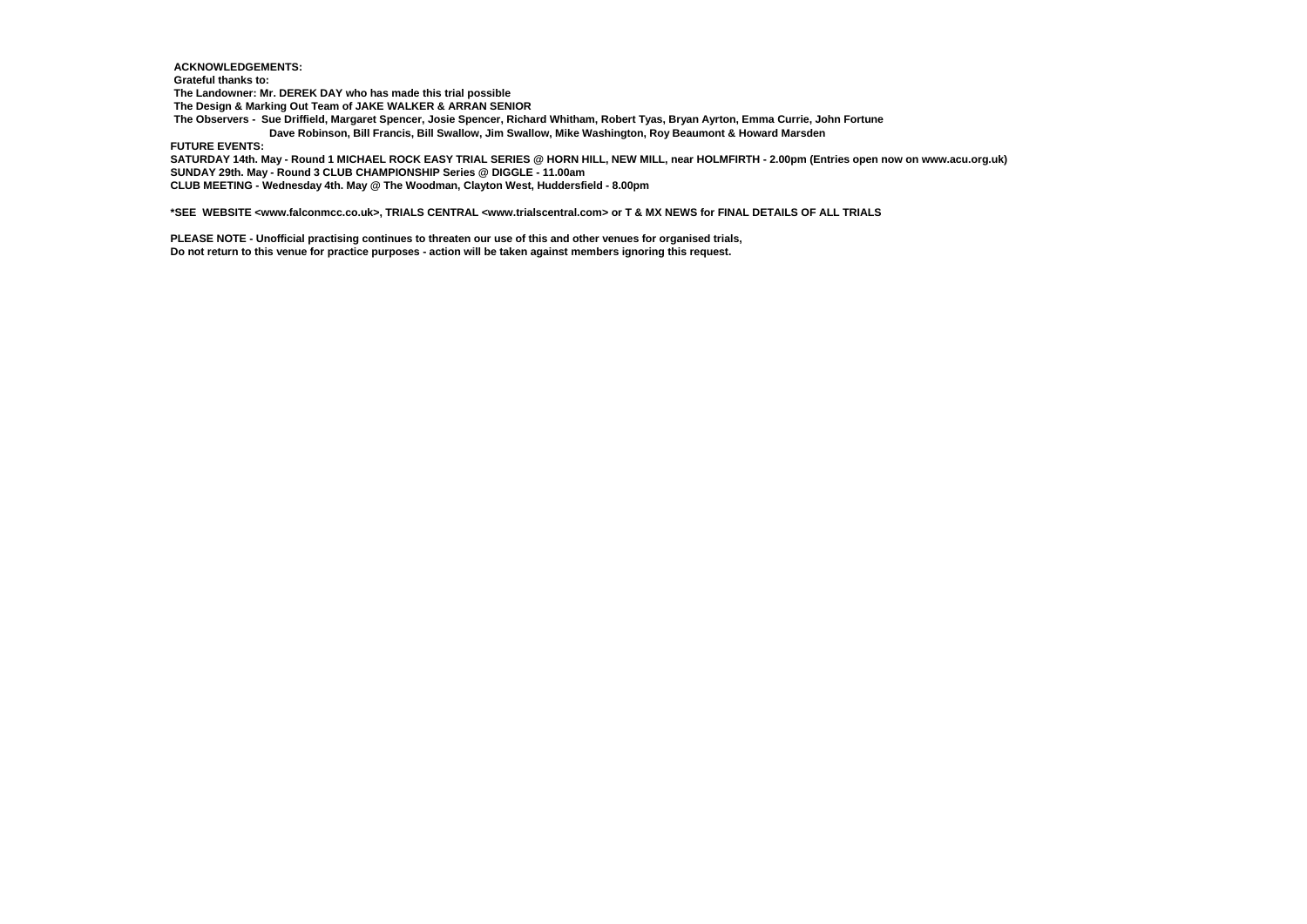**ACKNOWLEDGEMENTS:**

**Grateful thanks to:**

**The Landowner: Mr. DEREK DAY who has made this trial possible**

**The Design & Marking Out Team of JAKE WALKER & ARRAN SENIOR**

**The Observers - Sue Driffield, Margaret Spencer, Josie Spencer, Richard Whitham, Robert Tyas, Bryan Ayrton, Emma Currie, John Fortune**
**Dave Robinson, Bill Francis, Bill Swallow, Jim Swallow, Mike Washington, Roy Beaumont & Howard Marsden**

**FUTURE EVENTS:**

**SATURDAY 14th. May - Round 1 MICHAEL ROCK EASY TRIAL SERIES @ HORN HILL, NEW MILL, near HOLMFIRTH - 2.00pm (Entries open now on www.acu.org.uk)**

**SUNDAY 29th. May - Round 3 CLUB CHAMPIONSHIP Series @ DIGGLE - 11.00am**

**CLUB MEETING - Wednesday 4th. May @ The Woodman, Clayton West, Huddersfield - 8.00pm**

**\*SEE WEBSITE <www.falconmcc.co.uk>, TRIALS CENTRAL <www.trialscentral.com> or T & MX NEWS for FINAL DETAILS OF ALL TRIALS**

**PLEASE NOTE - Unofficial practising continues to threaten our use of this and other venues for organised trials,**
**Do not return to this venue for practice purposes - action will be taken against members ignoring this request.**